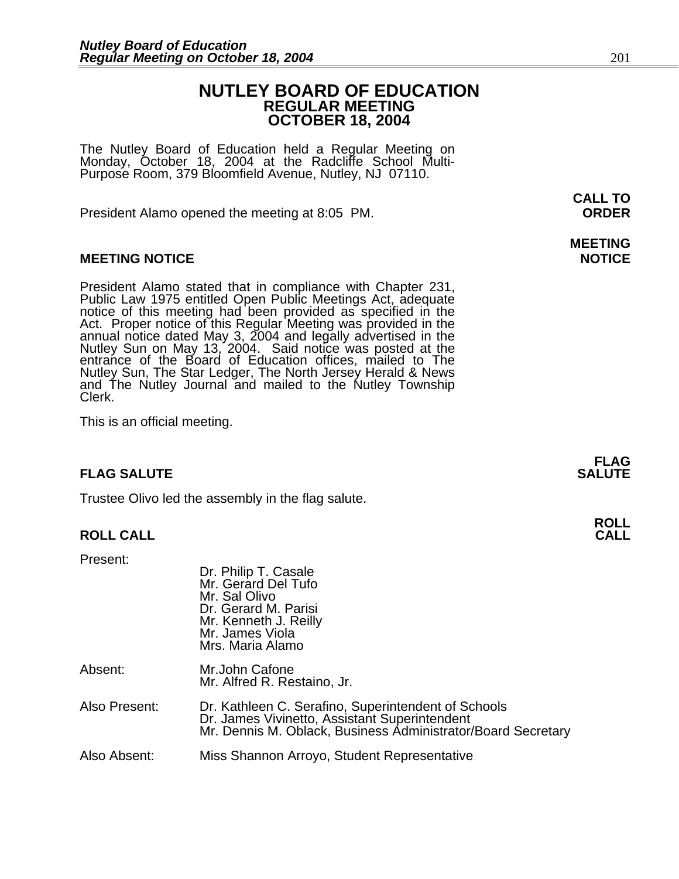# NUTLEY BOARD OF EDUCATION
## REGULAR MEETING
## OCTOBER 18, 2004

The Nutley Board of Education held a Regular Meeting on Monday, October 18, 2004 at the Radcliffe School Multi-Purpose Room, 379 Bloomfield Avenue, Nutley, NJ 07110.

**CALL TO ORDER**

President Alamo opened the meeting at 8:05 PM.

**MEETING NOTICE**

President Alamo stated that in compliance with Chapter 231, Public Law 1975 entitled Open Public Meetings Act, adequate notice of this meeting had been provided as specified in the Act. Proper notice of this Regular Meeting was provided in the annual notice dated May 3, 2004 and legally advertised in the Nutley Sun on May 13, 2004. Said notice was posted at the entrance of the Board of Education offices, mailed to The Nutley Sun, The Star Ledger, The North Jersey Herald & News and The Nutley Journal and mailed to the Nutley Township Clerk.

This is an official meeting.

**FLAG SALUTE**

Trustee Olivo led the assembly in the flag salute.

**ROLL CALL**

Present:
- Dr. Philip T. Casale
- Mr. Gerard Del Tufo
- Mr. Sal Olivo
- Dr. Gerard M. Parisi
- Mr. Kenneth J. Reilly
- Mr. James Viola
- Mrs. Maria Alamo

Absent:
- Mr.John Cafone
- Mr. Alfred R. Restaino, Jr.

Also Present:
- Dr. Kathleen C. Serafino, Superintendent of Schools
- Dr. James Vivinetto, Assistant Superintendent
- Mr. Dennis M. Oblack, Business Administrator/Board Secretary

Also Absent:
- Miss Shannon Arroyo, Student Representative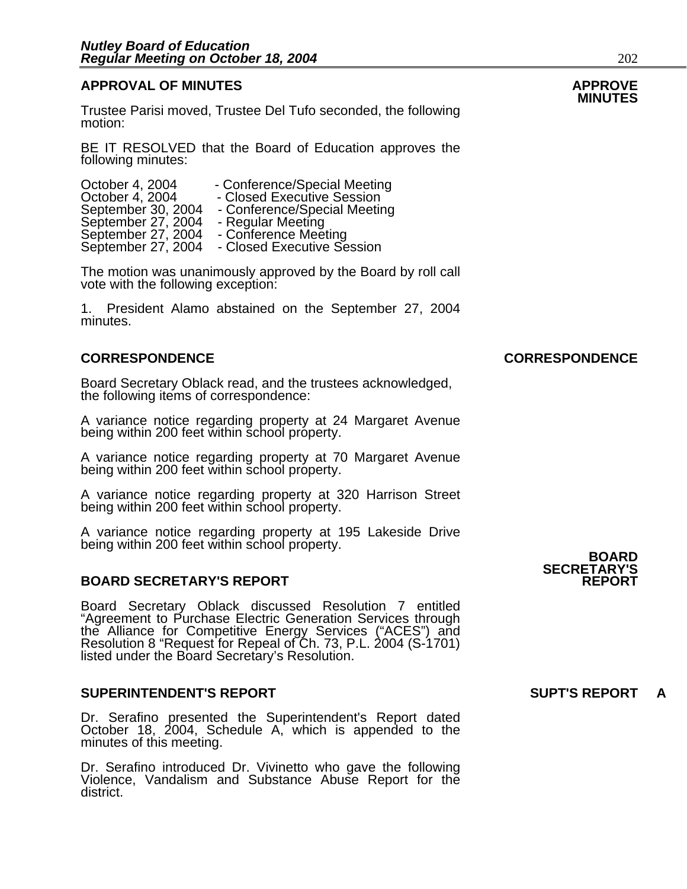## APPROVAL OF MINUTES

**APPROVE MINUTES**

Trustee Parisi moved, Trustee Del Tufo seconded, the following motion:

BE IT RESOLVED that the Board of Education approves the following minutes:

October 4, 2004 - Conference/Special Meeting
October 4, 2004 - Closed Executive Session
September 30, 2004 - Conference/Special Meeting
September 27, 2004 - Regular Meeting
September 27, 2004 - Conference Meeting
September 27, 2004 - Closed Executive Session

The motion was unanimously approved by the Board by roll call vote with the following exception:

1. President Alamo abstained on the September 27, 2004 minutes.

## CORRESPONDENCE

**CORRESPONDENCE**

Board Secretary Oblack read, and the trustees acknowledged, the following items of correspondence:

A variance notice regarding property at 24 Margaret Avenue being within 200 feet within school property.

A variance notice regarding property at 70 Margaret Avenue being within 200 feet within school property.

A variance notice regarding property at 320 Harrison Street being within 200 feet within school property.

A variance notice regarding property at 195 Lakeside Drive being within 200 feet within school property.

## BOARD SECRETARY'S REPORT

**BOARD SECRETARY'S REPORT**

Board Secretary Oblack discussed Resolution 7 entitled "Agreement to Purchase Electric Generation Services through the Alliance for Competitive Energy Services ("ACES") and Resolution 8 "Request for Repeal of Ch. 73, P.L. 2004 (S-1701) listed under the Board Secretary's Resolution.

## SUPERINTENDENT'S REPORT

**SUPT'S REPORT A**

Dr. Serafino presented the Superintendent's Report dated October 18, 2004, Schedule A, which is appended to the minutes of this meeting.

Dr. Serafino introduced Dr. Vivinetto who gave the following Violence, Vandalism and Substance Abuse Report for the district.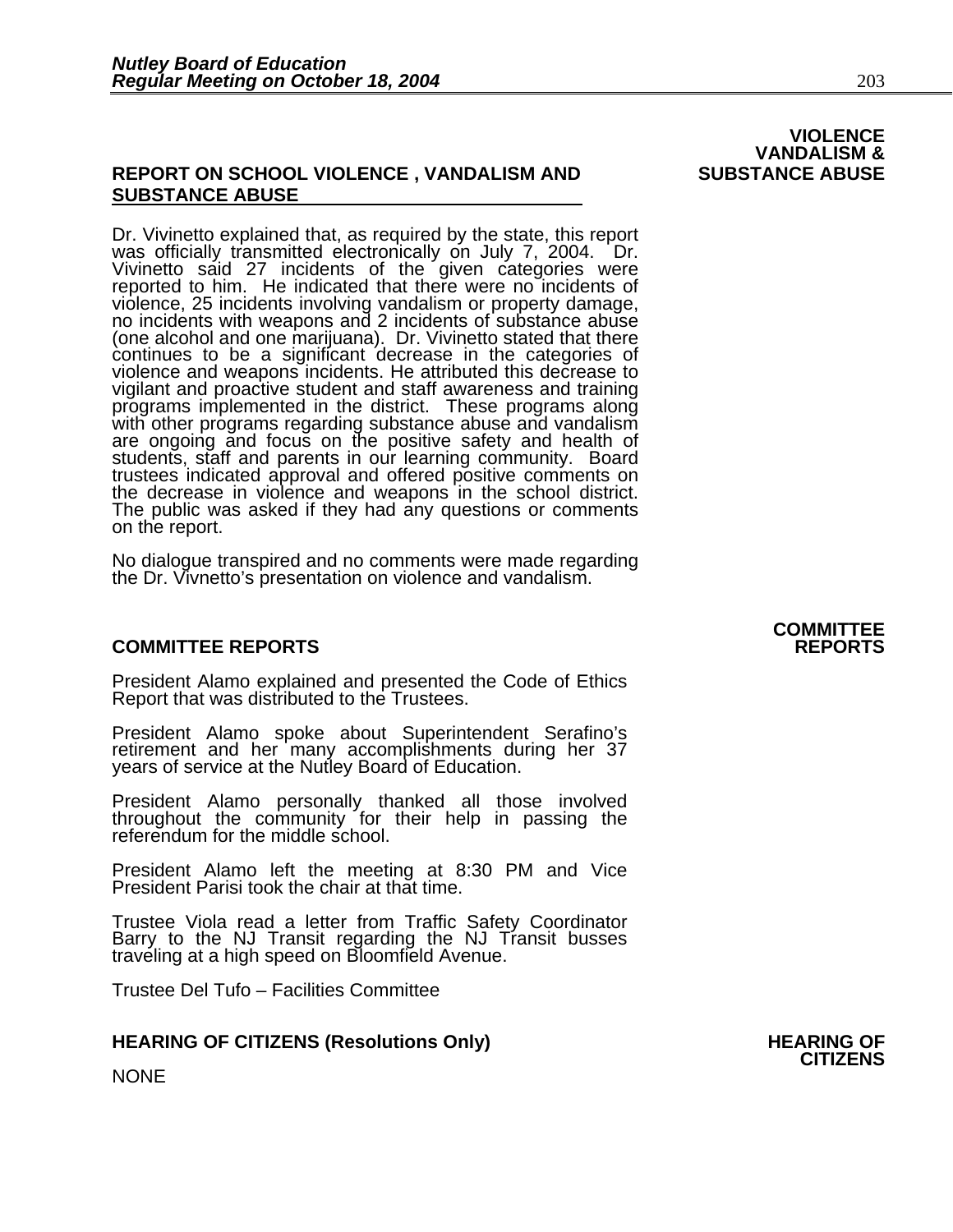**VIOLENCE VANDALISM & SUBSTANCE ABUSE**

## REPORT ON SCHOOL VIOLENCE , VANDALISM AND SUBSTANCE ABUSE

Dr. Vivinetto explained that, as required by the state, this report was officially transmitted electronically on July 7, 2004. Dr. Vivinetto said 27 incidents of the given categories were reported to him. He indicated that there were no incidents of violence, 25 incidents involving vandalism or property damage, no incidents with weapons and 2 incidents of substance abuse (one alcohol and one marijuana). Dr. Vivinetto stated that there continues to be a significant decrease in the categories of violence and weapons incidents. He attributed this decrease to vigilant and proactive student and staff awareness and training programs implemented in the district. These programs along with other programs regarding substance abuse and vandalism are ongoing and focus on the positive safety and health of students, staff and parents in our learning community. Board trustees indicated approval and offered positive comments on the decrease in violence and weapons in the school district. The public was asked if they had any questions or comments on the report.

No dialogue transpired and no comments were made regarding the Dr. Vivnetto's presentation on violence and vandalism.

**COMMITTEE REPORTS**

## COMMITTEE REPORTS

President Alamo explained and presented the Code of Ethics Report that was distributed to the Trustees.

President Alamo spoke about Superintendent Serafino's retirement and her many accomplishments during her 37 years of service at the Nutley Board of Education.

President Alamo personally thanked all those involved throughout the community for their help in passing the referendum for the middle school.

President Alamo left the meeting at 8:30 PM and Vice President Parisi took the chair at that time.

Trustee Viola read a letter from Traffic Safety Coordinator Barry to the NJ Transit regarding the NJ Transit busses traveling at a high speed on Bloomfield Avenue.

Trustee Del Tufo – Facilities Committee

**HEARING OF CITIZENS**

## HEARING OF CITIZENS (Resolutions Only)

NONE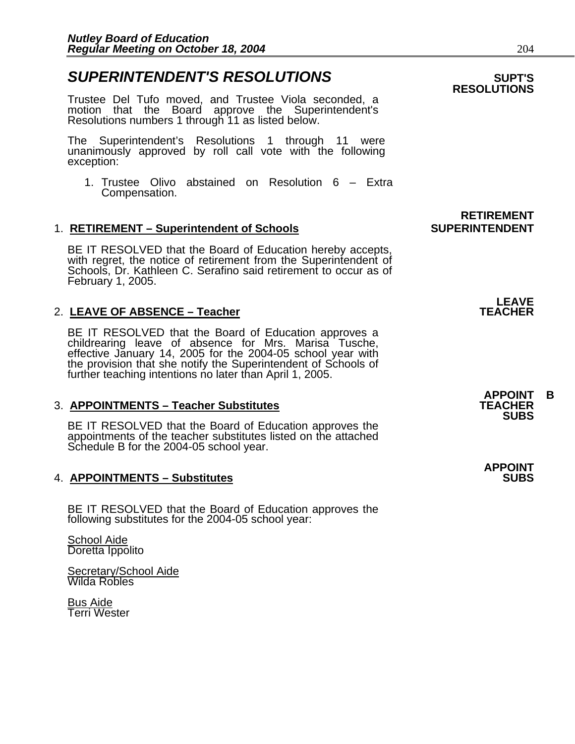## *SUPERINTENDENT'S RESOLUTIONS*

**SUPT'S RESOLUTIONS**

Trustee Del Tufo moved, and Trustee Viola seconded, a motion that the Board approve the Superintendent's Resolutions numbers 1 through 11 as listed below.

The Superintendent's Resolutions 1 through 11 were unanimously approved by roll call vote with the following exception:

1. Trustee Olivo abstained on Resolution 6 – Extra Compensation.

**RETIREMENT SUPERINTENDENT**

1. **RETIREMENT – Superintendent of Schools**

   BE IT RESOLVED that the Board of Education hereby accepts, with regret, the notice of retirement from the Superintendent of Schools, Dr. Kathleen C. Serafino said retirement to occur as of February 1, 2005.

**LEAVE TEACHER**

2. **LEAVE OF ABSENCE – Teacher**

   BE IT RESOLVED that the Board of Education approves a childrearing leave of absence for Mrs. Marisa Tusche, effective January 14, 2005 for the 2004-05 school year with the provision that she notify the Superintendent of Schools of further teaching intentions no later than April 1, 2005.

**APPOINT B TEACHER SUBS**

3. **APPOINTMENTS – Teacher Substitutes**

   BE IT RESOLVED that the Board of Education approves the appointments of the teacher substitutes listed on the attached Schedule B for the 2004-05 school year.

**APPOINT SUBS**

4. **APPOINTMENTS – Substitutes**

   BE IT RESOLVED that the Board of Education approves the following substitutes for the 2004-05 school year:

   School Aide
   Doretta Ippolito

   Secretary/School Aide
   Wilda Robles

   Bus Aide
   Terri Wester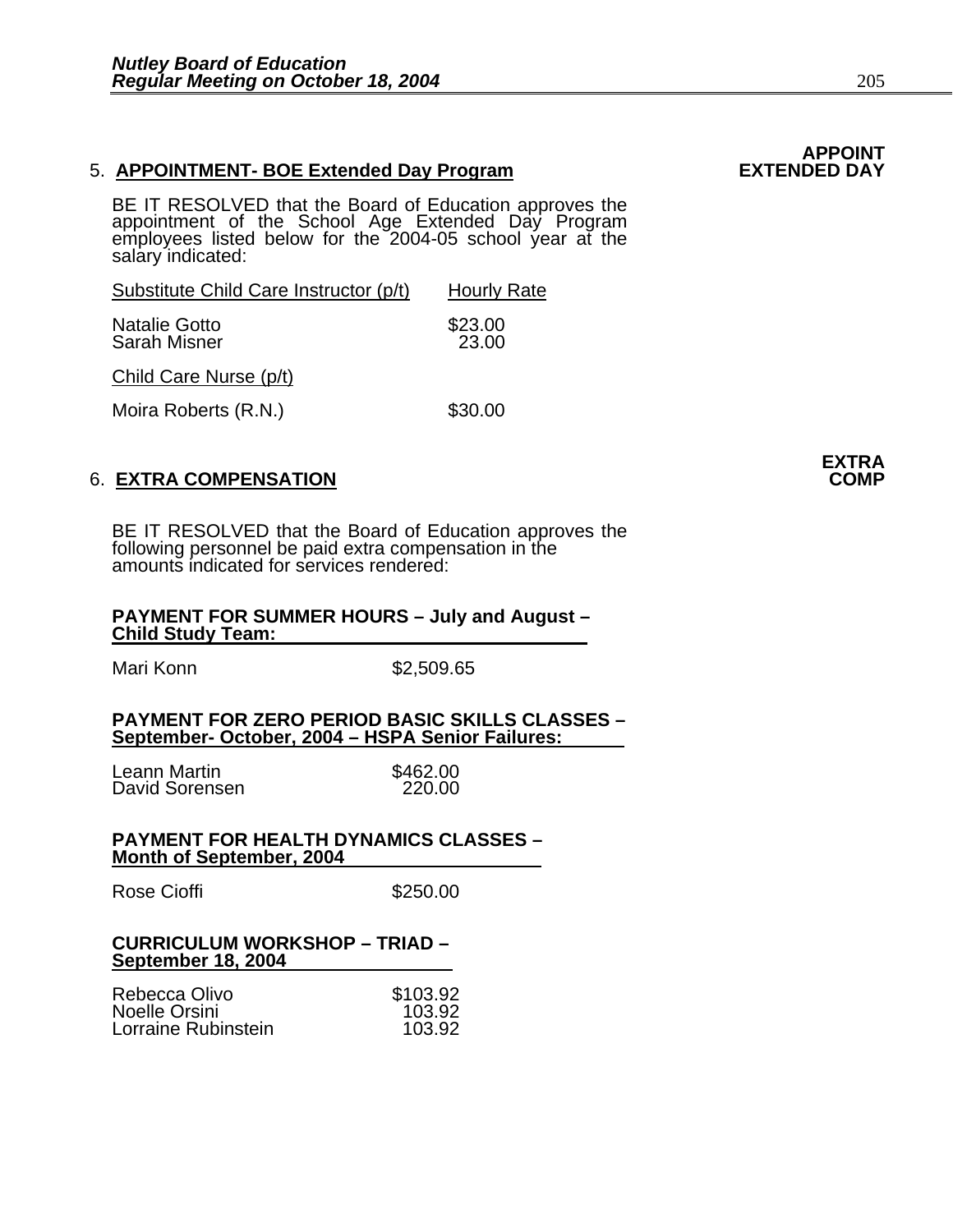**APPOINT EXTENDED DAY**

5. **APPOINTMENT- BOE Extended Day Program**

BE IT RESOLVED that the Board of Education approves the appointment of the School Age Extended Day Program employees listed below for the 2004-05 school year at the salary indicated:

| Substitute Child Care Instructor (p/t) | Hourly Rate |
|---|---|
| Natalie Gotto | $23.00 |
| Sarah Misner | 23.00 |

| Child Care Nurse (p/t) | |
|---|---|
| Moira Roberts (R.N.) | $30.00 |

**EXTRA COMP**

6. **EXTRA COMPENSATION**

BE IT RESOLVED that the Board of Education approves the following personnel be paid extra compensation in the amounts indicated for services rendered:

**PAYMENT FOR SUMMER HOURS – July and August – Child Study Team:**

| | |
|---|---|
| Mari Konn | $2,509.65 |

**PAYMENT FOR ZERO PERIOD BASIC SKILLS CLASSES – September- October, 2004 – HSPA Senior Failures:**

| | |
|---|---|
| Leann Martin | $462.00 |
| David Sorensen | 220.00 |

**PAYMENT FOR HEALTH DYNAMICS CLASSES – Month of September, 2004**

| | |
|---|---|
| Rose Cioffi | $250.00 |

**CURRICULUM WORKSHOP – TRIAD – September 18, 2004**

| | |
|---|---|
| Rebecca Olivo | $103.92 |
| Noelle Orsini | 103.92 |
| Lorraine Rubinstein | 103.92 |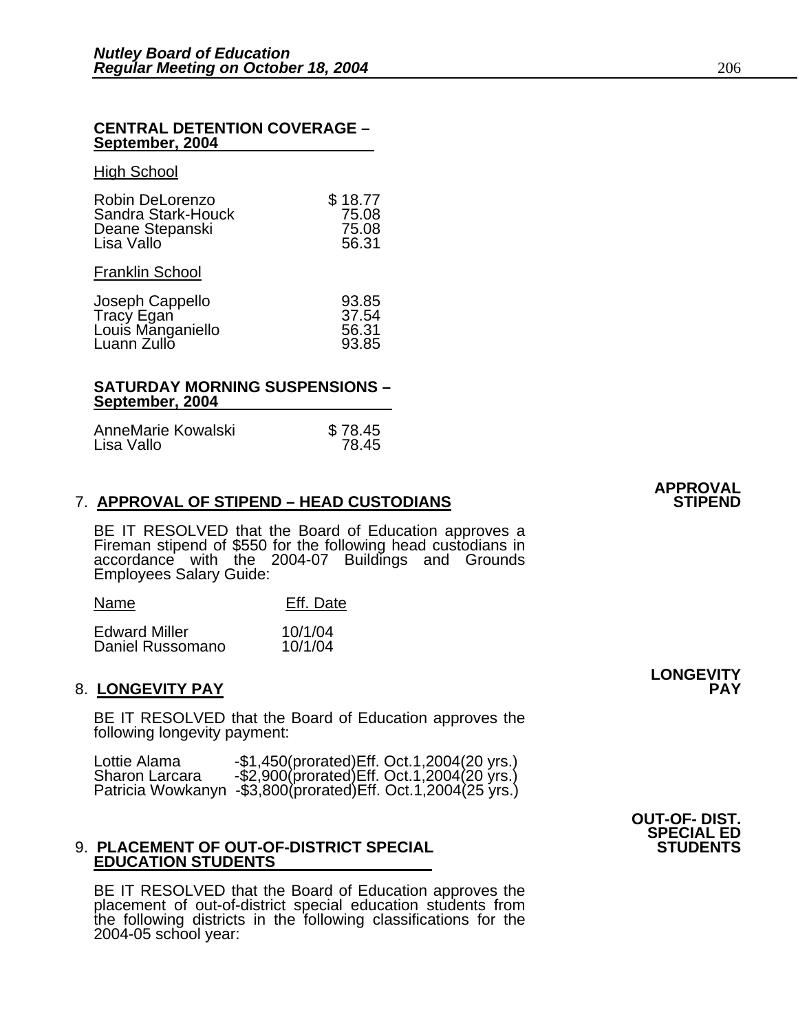**CENTRAL DETENTION COVERAGE – September, 2004**

High School

| | |
|---|---|
| Robin DeLorenzo | $ 18.77 |
| Sandra Stark-Houck | 75.08 |
| Deane Stepanski | 75.08 |
| Lisa Vallo | 56.31 |

Franklin School

| | |
|---|---|
| Joseph Cappello | 93.85 |
| Tracy Egan | 37.54 |
| Louis Manganiello | 56.31 |
| Luann Zullo | 93.85 |

**SATURDAY MORNING SUSPENSIONS – September, 2004**

| | |
|---|---|
| AnneMarie Kowalski | $ 78.45 |
| Lisa Vallo | 78.45 |

**APPROVAL STIPEND**

7. **APPROVAL OF STIPEND – HEAD CUSTODIANS**

BE IT RESOLVED that the Board of Education approves a Fireman stipend of $550 for the following head custodians in accordance with the 2004-07 Buildings and Grounds Employees Salary Guide:

| Name | Eff. Date |
|---|---|
| Edward Miller | 10/1/04 |
| Daniel Russomano | 10/1/04 |

**LONGEVITY PAY**

8. **LONGEVITY PAY**

BE IT RESOLVED that the Board of Education approves the following longevity payment:

| | |
|---|---|
| Lottie Alama | -$1,450(prorated)Eff. Oct.1,2004(20 yrs.) |
| Sharon Larcara | -$2,900(prorated)Eff. Oct.1,2004(20 yrs.) |
| Patricia Wowkanyn | -$3,800(prorated)Eff. Oct.1,2004(25 yrs.) |

**OUT-OF- DIST. SPECIAL ED STUDENTS**

9. **PLACEMENT OF OUT-OF-DISTRICT SPECIAL EDUCATION STUDENTS**

BE IT RESOLVED that the Board of Education approves the placement of out-of-district special education students from the following districts in the following classifications for the 2004-05 school year: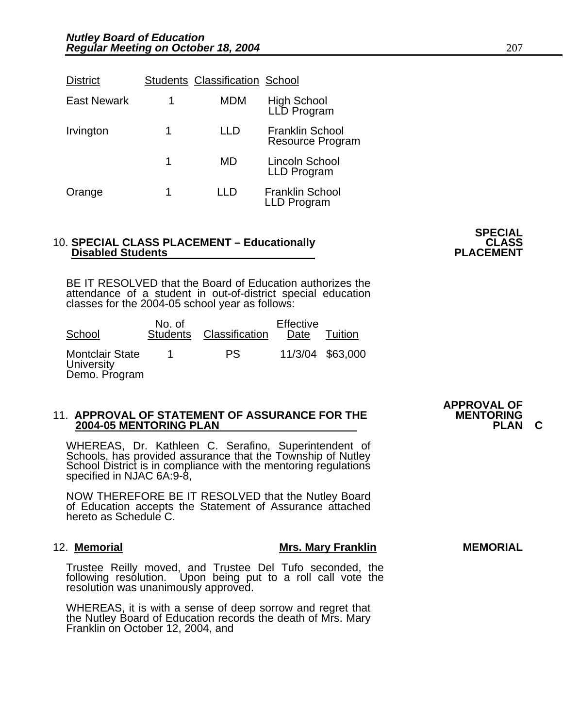| District | Students | Classification | School |
|---|---|---|---|
| East Newark | 1 | MDM | High School LLD Program |
| Irvington | 1 | LLD | Franklin School Resource Program |
| | 1 | MD | Lincoln School LLD Program |
| Orange | 1 | LLD | Franklin School LLD Program |

**SPECIAL CLASS PLACEMENT**

10. **SPECIAL CLASS PLACEMENT – Educationally Disabled Students**

BE IT RESOLVED that the Board of Education authorizes the attendance of a student in out-of-district special education classes for the 2004-05 school year as follows:

| School | No. of Students | Classification | Effective Date | Tuition |
|---|---|---|---|---|
| Montclair State University Demo. Program | 1 | PS | 11/3/04 | $63,000 |

**APPROVAL OF MENTORING PLAN C**

11. **APPROVAL OF STATEMENT OF ASSURANCE FOR THE 2004-05 MENTORING PLAN**

WHEREAS, Dr. Kathleen C. Serafino, Superintendent of Schools, has provided assurance that the Township of Nutley School District is in compliance with the mentoring regulations specified in NJAC 6A:9-8,

NOW THEREFORE BE IT RESOLVED that the Nutley Board of Education accepts the Statement of Assurance attached hereto as Schedule C.

**MEMORIAL**

12. **Memorial** **Mrs. Mary Franklin**

Trustee Reilly moved, and Trustee Del Tufo seconded, the following resolution. Upon being put to a roll call vote the resolution was unanimously approved.

WHEREAS, it is with a sense of deep sorrow and regret that the Nutley Board of Education records the death of Mrs. Mary Franklin on October 12, 2004, and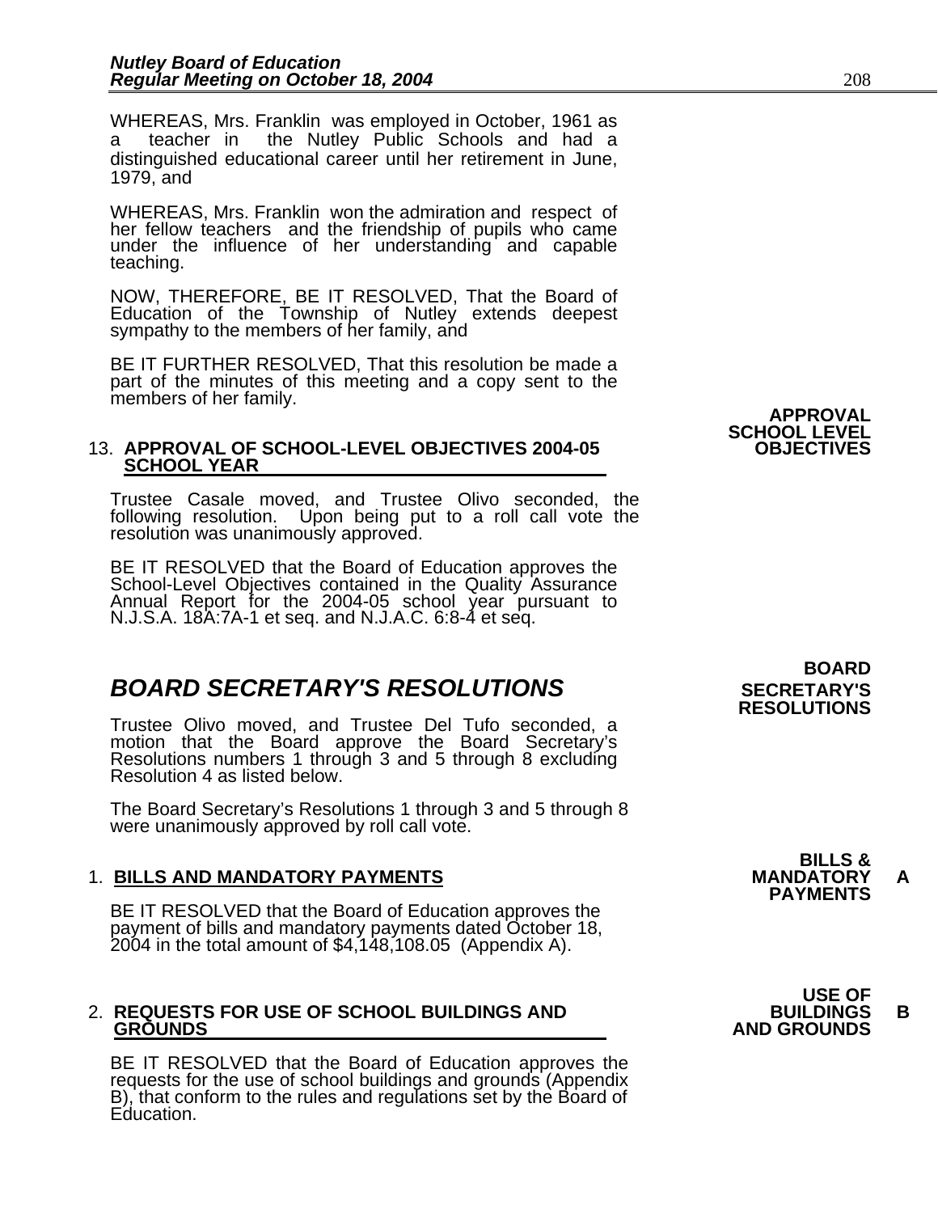WHEREAS, Mrs. Franklin was employed in October, 1961 as a teacher in the Nutley Public Schools and had a distinguished educational career until her retirement in June, 1979, and

WHEREAS, Mrs. Franklin won the admiration and respect of her fellow teachers and the friendship of pupils who came under the influence of her understanding and capable teaching.

NOW, THEREFORE, BE IT RESOLVED, That the Board of Education of the Township of Nutley extends deepest sympathy to the members of her family, and

BE IT FURTHER RESOLVED, That this resolution be made a part of the minutes of this meeting and a copy sent to the members of her family.

**APPROVAL SCHOOL LEVEL OBJECTIVES**

13. **APPROVAL OF SCHOOL-LEVEL OBJECTIVES 2004-05 SCHOOL YEAR**

Trustee Casale moved, and Trustee Olivo seconded, the following resolution. Upon being put to a roll call vote the resolution was unanimously approved.

BE IT RESOLVED that the Board of Education approves the School-Level Objectives contained in the Quality Assurance Annual Report for the 2004-05 school year pursuant to N.J.S.A. 18A:7A-1 et seq. and N.J.A.C. 6:8-4 et seq.

## *BOARD SECRETARY'S RESOLUTIONS*

**BOARD SECRETARY'S RESOLUTIONS**

Trustee Olivo moved, and Trustee Del Tufo seconded, a motion that the Board approve the Board Secretary's Resolutions numbers 1 through 3 and 5 through 8 excluding Resolution 4 as listed below.

The Board Secretary's Resolutions 1 through 3 and 5 through 8 were unanimously approved by roll call vote.

**BILLS & MANDATORY PAYMENTS** **A**

1. **BILLS AND MANDATORY PAYMENTS**

BE IT RESOLVED that the Board of Education approves the payment of bills and mandatory payments dated October 18, 2004 in the total amount of $4,148,108.05 (Appendix A).

**USE OF BUILDINGS AND GROUNDS** **B**

2. **REQUESTS FOR USE OF SCHOOL BUILDINGS AND GROUNDS**

BE IT RESOLVED that the Board of Education approves the requests for the use of school buildings and grounds (Appendix B), that conform to the rules and regulations set by the Board of Education.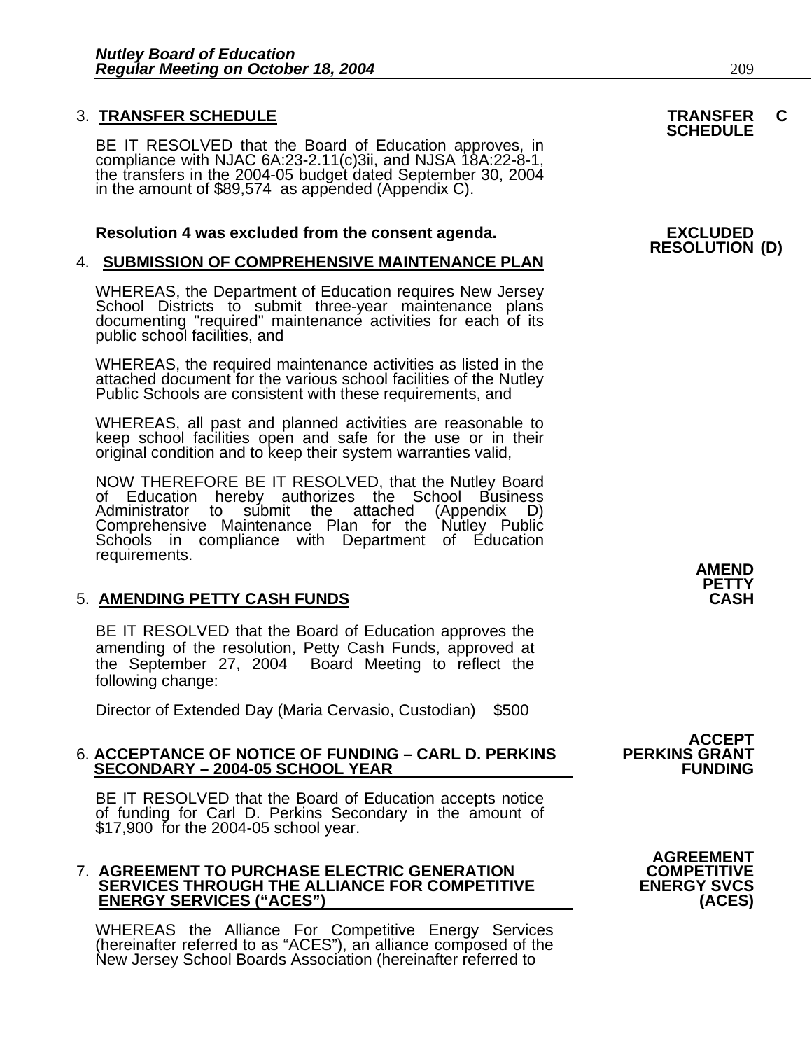3. **TRANSFER SCHEDULE**

**TRANSFER SCHEDULE C**

BE IT RESOLVED that the Board of Education approves, in compliance with NJAC 6A:23-2.11(c)3ii, and NJSA 18A:22-8-1, the transfers in the 2004-05 budget dated September 30, 2004 in the amount of $89,574 as appended (Appendix C).

**Resolution 4 was excluded from the consent agenda.**

**EXCLUDED RESOLUTION (D)**

4. **SUBMISSION OF COMPREHENSIVE MAINTENANCE PLAN**

WHEREAS, the Department of Education requires New Jersey School Districts to submit three-year maintenance plans documenting "required" maintenance activities for each of its public school facilities, and

WHEREAS, the required maintenance activities as listed in the attached document for the various school facilities of the Nutley Public Schools are consistent with these requirements, and

WHEREAS, all past and planned activities are reasonable to keep school facilities open and safe for the use or in their original condition and to keep their system warranties valid,

NOW THEREFORE BE IT RESOLVED, that the Nutley Board of Education hereby authorizes the School Business Administrator to submit the attached (Appendix D) Comprehensive Maintenance Plan for the Nutley Public Schools in compliance with Department of Education requirements.

**AMEND PETTY CASH**

5. **AMENDING PETTY CASH FUNDS**

BE IT RESOLVED that the Board of Education approves the amending of the resolution, Petty Cash Funds, approved at the September 27, 2004 Board Meeting to reflect the following change:

Director of Extended Day (Maria Cervasio, Custodian) $500

**ACCEPT PERKINS GRANT FUNDING**

6. **ACCEPTANCE OF NOTICE OF FUNDING – CARL D. PERKINS SECONDARY – 2004-05 SCHOOL YEAR**

BE IT RESOLVED that the Board of Education accepts notice of funding for Carl D. Perkins Secondary in the amount of $17,900 for the 2004-05 school year.

**AGREEMENT COMPETITIVE ENERGY SVCS (ACES)**

7. **AGREEMENT TO PURCHASE ELECTRIC GENERATION SERVICES THROUGH THE ALLIANCE FOR COMPETITIVE ENERGY SERVICES ("ACES")**

WHEREAS the Alliance For Competitive Energy Services (hereinafter referred to as "ACES"), an alliance composed of the New Jersey School Boards Association (hereinafter referred to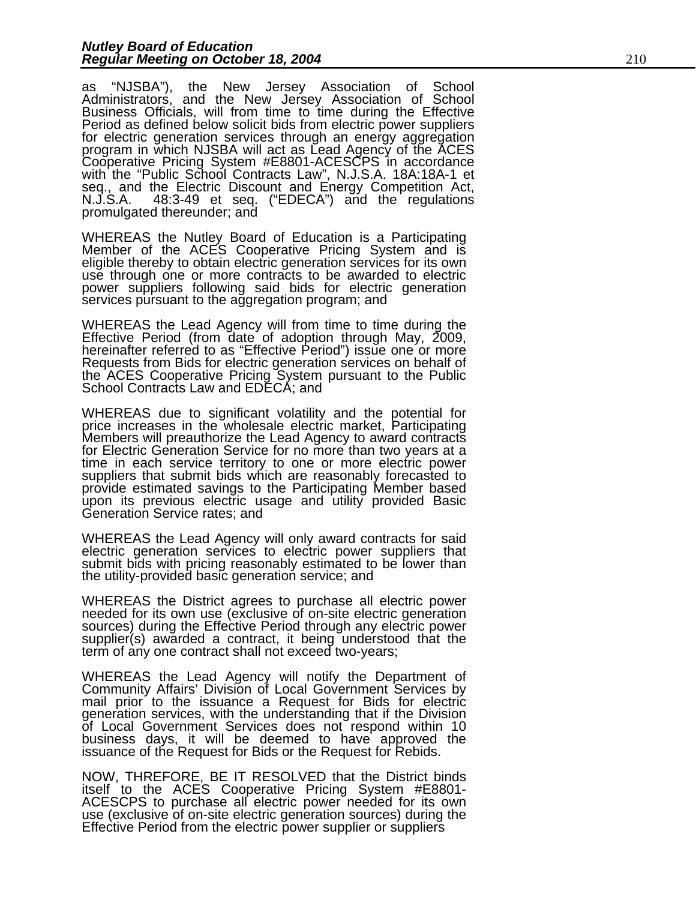as "NJSBA"), the New Jersey Association of School Administrators, and the New Jersey Association of School Business Officials, will from time to time during the Effective Period as defined below solicit bids from electric power suppliers for electric generation services through an energy aggregation program in which NJSBA will act as Lead Agency of the ACES Cooperative Pricing System #E8801-ACESCPS in accordance with the "Public School Contracts Law", N.J.S.A. 18A:18A-1 et seq., and the Electric Discount and Energy Competition Act, N.J.S.A. 48:3-49 et seq. ("EDECA") and the regulations promulgated thereunder; and

WHEREAS the Nutley Board of Education is a Participating Member of the ACES Cooperative Pricing System and is eligible thereby to obtain electric generation services for its own use through one or more contracts to be awarded to electric power suppliers following said bids for electric generation services pursuant to the aggregation program; and

WHEREAS the Lead Agency will from time to time during the Effective Period (from date of adoption through May, 2009, hereinafter referred to as "Effective Period") issue one or more Requests from Bids for electric generation services on behalf of the ACES Cooperative Pricing System pursuant to the Public School Contracts Law and EDECA; and

WHEREAS due to significant volatility and the potential for price increases in the wholesale electric market, Participating Members will preauthorize the Lead Agency to award contracts for Electric Generation Service for no more than two years at a time in each service territory to one or more electric power suppliers that submit bids which are reasonably forecasted to provide estimated savings to the Participating Member based upon its previous electric usage and utility provided Basic Generation Service rates; and

WHEREAS the Lead Agency will only award contracts for said electric generation services to electric power suppliers that submit bids with pricing reasonably estimated to be lower than the utility-provided basic generation service; and

WHEREAS the District agrees to purchase all electric power needed for its own use (exclusive of on-site electric generation sources) during the Effective Period through any electric power supplier(s) awarded a contract, it being understood that the term of any one contract shall not exceed two-years;

WHEREAS the Lead Agency will notify the Department of Community Affairs' Division of Local Government Services by mail prior to the issuance a Request for Bids for electric generation services, with the understanding that if the Division of Local Government Services does not respond within 10 business days, it will be deemed to have approved the issuance of the Request for Bids or the Request for Rebids.

NOW, THREFORE, BE IT RESOLVED that the District binds itself to the ACES Cooperative Pricing System #E8801-ACESCPS to purchase all electric power needed for its own use (exclusive of on-site electric generation sources) during the Effective Period from the electric power supplier or suppliers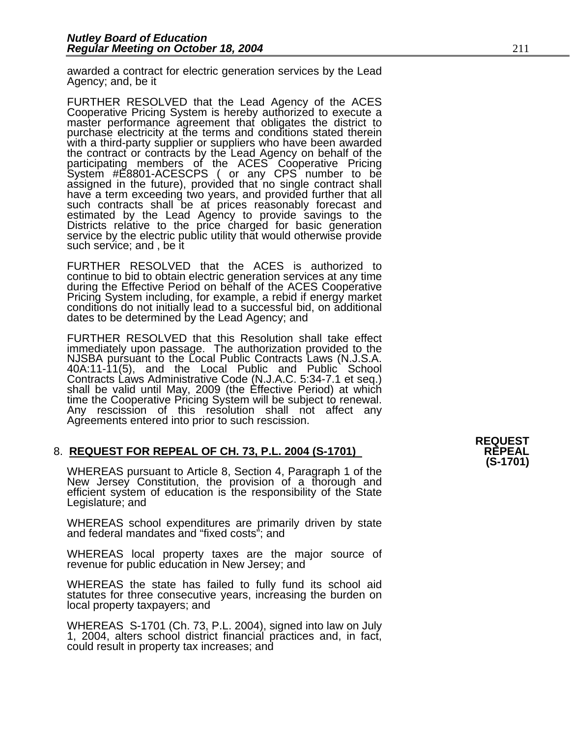awarded a contract for electric generation services by the Lead Agency; and, be it

FURTHER RESOLVED that the Lead Agency of the ACES Cooperative Pricing System is hereby authorized to execute a master performance agreement that obligates the district to purchase electricity at the terms and conditions stated therein with a third-party supplier or suppliers who have been awarded the contract or contracts by the Lead Agency on behalf of the participating members of the ACES Cooperative Pricing System #E8801-ACESCPS ( or any CPS number to be assigned in the future), provided that no single contract shall have a term exceeding two years, and provided further that all such contracts shall be at prices reasonably forecast and estimated by the Lead Agency to provide savings to the Districts relative to the price charged for basic generation service by the electric public utility that would otherwise provide such service; and , be it

FURTHER RESOLVED that the ACES is authorized to continue to bid to obtain electric generation services at any time during the Effective Period on behalf of the ACES Cooperative Pricing System including, for example, a rebid if energy market conditions do not initially lead to a successful bid, on additional dates to be determined by the Lead Agency; and

FURTHER RESOLVED that this Resolution shall take effect immediately upon passage. The authorization provided to the NJSBA pursuant to the Local Public Contracts Laws (N.J.S.A. 40A:11-11(5), and the Local Public and Public School Contracts Laws Administrative Code (N.J.A.C. 5:34-7.1 et seq.) shall be valid until May, 2009 (the Effective Period) at which time the Cooperative Pricing System will be subject to renewal. Any rescission of this resolution shall not affect any Agreements entered into prior to such rescission.

8. **REQUEST FOR REPEAL OF CH. 73, P.L. 2004 (S-1701)**

**REQUEST REPEAL (S-1701)**

WHEREAS pursuant to Article 8, Section 4, Paragraph 1 of the New Jersey Constitution, the provision of a thorough and efficient system of education is the responsibility of the State Legislature; and

WHEREAS school expenditures are primarily driven by state and federal mandates and "fixed costs"; and

WHEREAS local property taxes are the major source of revenue for public education in New Jersey; and

WHEREAS the state has failed to fully fund its school aid statutes for three consecutive years, increasing the burden on local property taxpayers; and

WHEREAS S-1701 (Ch. 73, P.L. 2004), signed into law on July 1, 2004, alters school district financial practices and, in fact, could result in property tax increases; and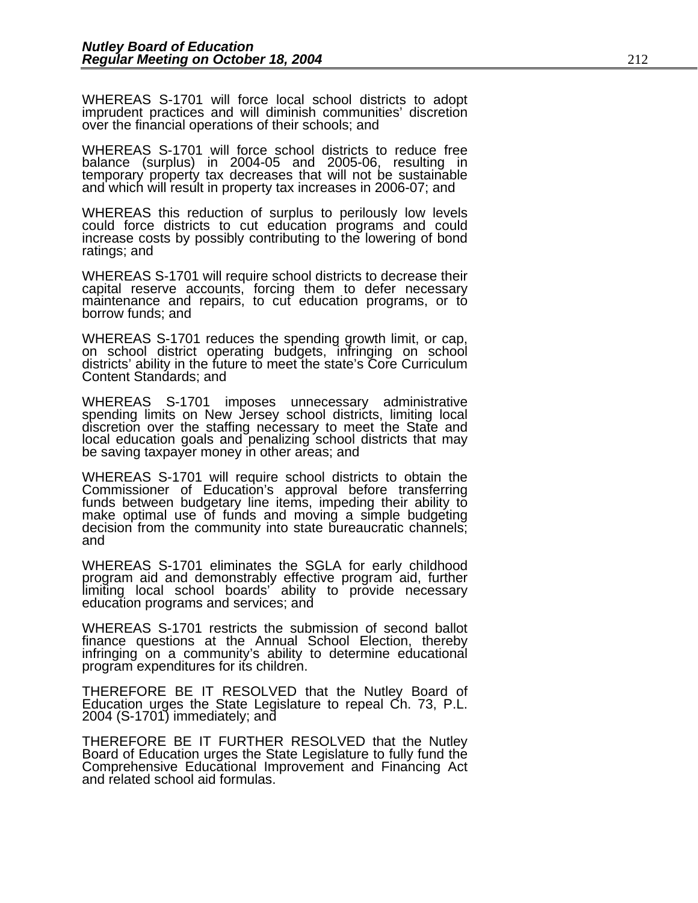WHEREAS S-1701 will force local school districts to adopt imprudent practices and will diminish communities' discretion over the financial operations of their schools; and

WHEREAS S-1701 will force school districts to reduce free balance (surplus) in 2004-05 and 2005-06, resulting in temporary property tax decreases that will not be sustainable and which will result in property tax increases in 2006-07; and

WHEREAS this reduction of surplus to perilously low levels could force districts to cut education programs and could increase costs by possibly contributing to the lowering of bond ratings; and

WHEREAS S-1701 will require school districts to decrease their capital reserve accounts, forcing them to defer necessary maintenance and repairs, to cut education programs, or to borrow funds; and

WHEREAS S-1701 reduces the spending growth limit, or cap, on school district operating budgets, infringing on school districts' ability in the future to meet the state's Core Curriculum Content Standards; and

WHEREAS S-1701 imposes unnecessary administrative spending limits on New Jersey school districts, limiting local discretion over the staffing necessary to meet the State and local education goals and penalizing school districts that may be saving taxpayer money in other areas; and

WHEREAS S-1701 will require school districts to obtain the Commissioner of Education's approval before transferring funds between budgetary line items, impeding their ability to make optimal use of funds and moving a simple budgeting decision from the community into state bureaucratic channels; and

WHEREAS S-1701 eliminates the SGLA for early childhood program aid and demonstrably effective program aid, further limiting local school boards' ability to provide necessary education programs and services; and

WHEREAS S-1701 restricts the submission of second ballot finance questions at the Annual School Election, thereby infringing on a community's ability to determine educational program expenditures for its children.

THEREFORE BE IT RESOLVED that the Nutley Board of Education urges the State Legislature to repeal Ch. 73, P.L. 2004 (S-1701) immediately; and

THEREFORE BE IT FURTHER RESOLVED that the Nutley Board of Education urges the State Legislature to fully fund the Comprehensive Educational Improvement and Financing Act and related school aid formulas.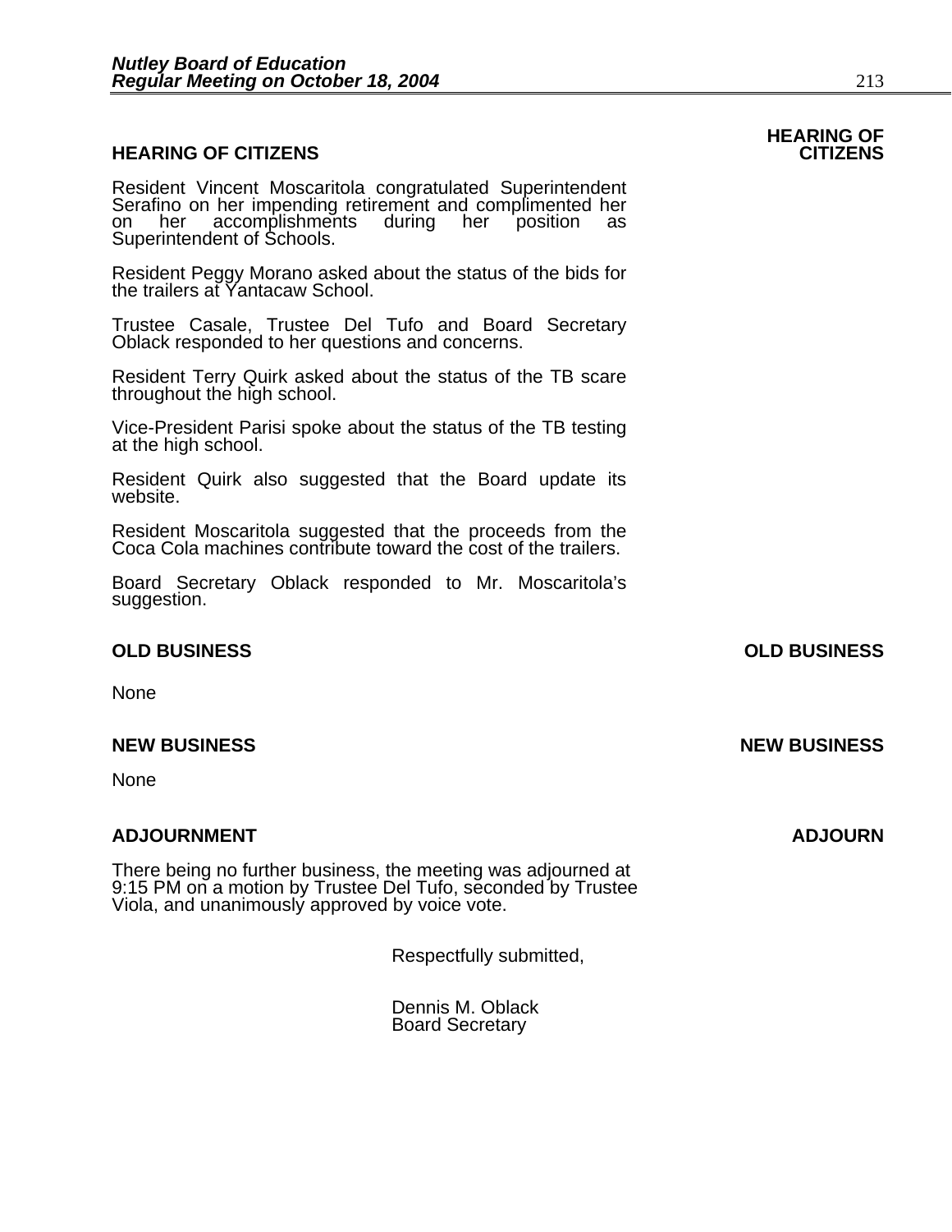## HEARING OF CITIZENS

Resident Vincent Moscaritola congratulated Superintendent Serafino on her impending retirement and complimented her on her accomplishments during her position as Superintendent of Schools.

Resident Peggy Morano asked about the status of the bids for the trailers at Yantacaw School.

Trustee Casale, Trustee Del Tufo and Board Secretary Oblack responded to her questions and concerns.

Resident Terry Quirk asked about the status of the TB scare throughout the high school.

Vice-President Parisi spoke about the status of the TB testing at the high school.

Resident Quirk also suggested that the Board update its website.

Resident Moscaritola suggested that the proceeds from the Coca Cola machines contribute toward the cost of the trailers.

Board Secretary Oblack responded to Mr. Moscaritola's suggestion.

## OLD BUSINESS

None

## NEW BUSINESS

None

## ADJOURNMENT

There being no further business, the meeting was adjourned at 9:15 PM on a motion by Trustee Del Tufo, seconded by Trustee Viola, and unanimously approved by voice vote.

Respectfully submitted,

Dennis M. Oblack
Board Secretary